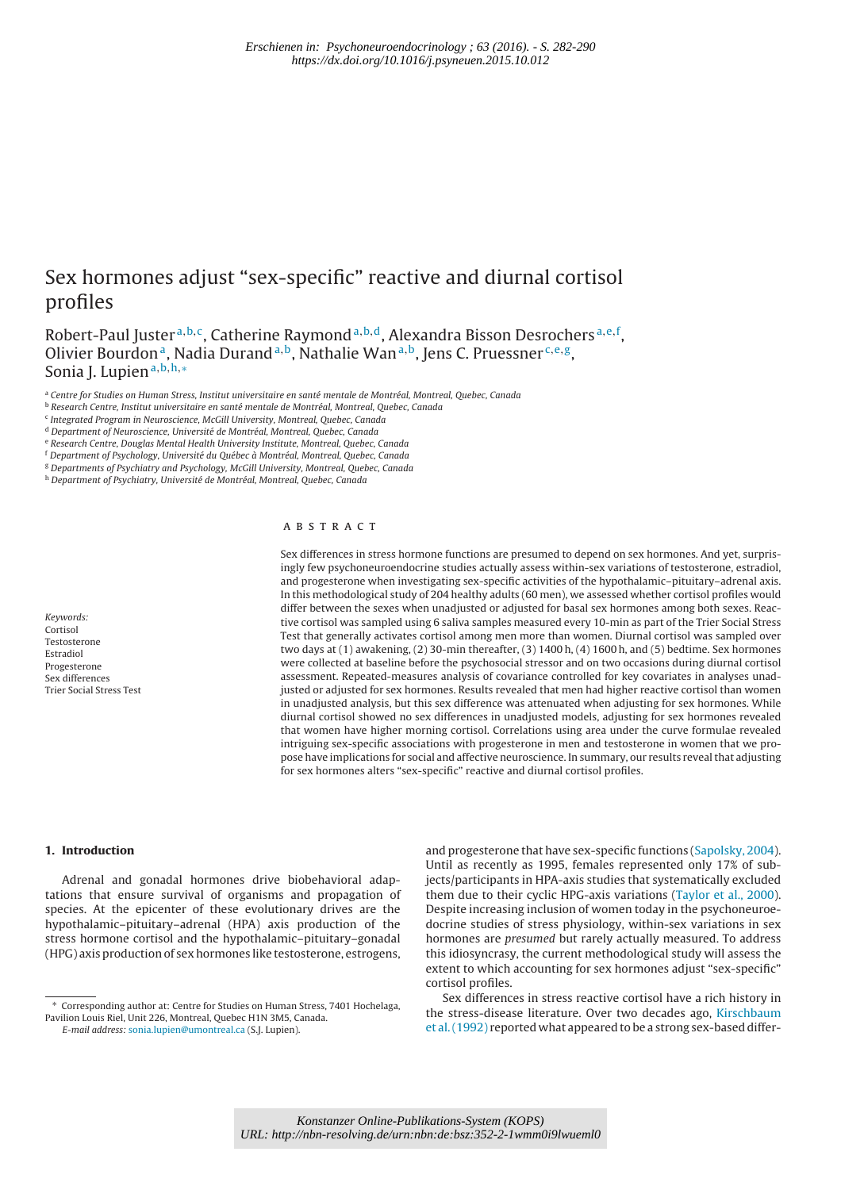Erschienen in: Psychoneuroendocrinology ; 63 (2016). - S. 282-290
https://dx.doi.org/10.1016/j.psyneuen.2015.10.012

# Sex hormones adjust "sex-specific" reactive and diurnal cortisol profiles

Robert-Paul Juster[a,b,c], Catherine Raymond[a,b,d], Alexandra Bisson Desrochers[a,e,f], Olivier Bourdon[a], Nadia Durand[a,b], Nathalie Wan[a,b], Jens C. Pruessner[c,e,g], Sonia J. Lupien[a,b,h,*]

[a] Centre for Studies on Human Stress, Institut universitaire en santé mentale de Montréal, Montreal, Quebec, Canada
[b] Research Centre, Institut universitaire en santé mentale de Montréal, Montreal, Quebec, Canada
[c] Integrated Program in Neuroscience, McGill University, Montreal, Quebec, Canada
[d] Department of Neuroscience, Université de Montréal, Montreal, Quebec, Canada
[e] Research Centre, Douglas Mental Health University Institute, Montreal, Quebec, Canada
[f] Department of Psychology, Université du Québec à Montréal, Montreal, Quebec, Canada
[g] Departments of Psychiatry and Psychology, McGill University, Montreal, Quebec, Canada
[h] Department of Psychiatry, Université de Montréal, Montreal, Quebec, Canada

*Keywords:*
Cortisol
Testosterone
Estradiol
Progesterone
Sex differences
Trier Social Stress Test

## ABSTRACT

Sex differences in stress hormone functions are presumed to depend on sex hormones. And yet, surprisingly few psychoneuroendocrine studies actually assess within-sex variations of testosterone, estradiol, and progesterone when investigating sex-specific activities of the hypothalamic–pituitary–adrenal axis. In this methodological study of 204 healthy adults (60 men), we assessed whether cortisol profiles would differ between the sexes when unadjusted or adjusted for basal sex hormones among both sexes. Reactive cortisol was sampled using 6 saliva samples measured every 10-min as part of the Trier Social Stress Test that generally activates cortisol among men more than women. Diurnal cortisol was sampled over two days at (1) awakening, (2) 30-min thereafter, (3) 1400 h, (4) 1600 h, and (5) bedtime. Sex hormones were collected at baseline before the psychosocial stressor and on two occasions during diurnal cortisol assessment. Repeated-measures analysis of covariance controlled for key covariates in analyses unadjusted or adjusted for sex hormones. Results revealed that men had higher reactive cortisol than women in unadjusted analysis, but this sex difference was attenuated when adjusting for sex hormones. While diurnal cortisol showed no sex differences in unadjusted models, adjusting for sex hormones revealed that women have higher morning cortisol. Correlations using area under the curve formulae revealed intriguing sex-specific associations with progesterone in men and testosterone in women that we propose have implications for social and affective neuroscience. In summary, our results reveal that adjusting for sex hormones alters "sex-specific" reactive and diurnal cortisol profiles.

## 1. Introduction

Adrenal and gonadal hormones drive biobehavioral adaptations that ensure survival of organisms and propagation of species. At the epicenter of these evolutionary drives are the hypothalamic–pituitary–adrenal (HPA) axis production of the stress hormone cortisol and the hypothalamic–pituitary–gonadal (HPG) axis production of sex hormones like testosterone, estrogens, and progesterone that have sex-specific functions (Sapolsky, 2004). Until as recently as 1995, females represented only 17% of subjects/participants in HPA-axis studies that systematically excluded them due to their cyclic HPG-axis variations (Taylor et al., 2000). Despite increasing inclusion of women today in the psychoneuroendocrine studies of stress physiology, within-sex variations in sex hormones are *presumed* but rarely actually measured. To address this idiosyncrasy, the current methodological study will assess the extent to which accounting for sex hormones adjust "sex-specific" cortisol profiles.

Sex differences in stress reactive cortisol have a rich history in the stress-disease literature. Over two decades ago, Kirschbaum et al. (1992) reported what appeared to be a strong sex-based differ-

\* Corresponding author at: Centre for Studies on Human Stress, 7401 Hochelaga, Pavilion Louis Riel, Unit 226, Montreal, Quebec H1N 3M5, Canada.
*E-mail address:* sonia.lupien@umontreal.ca (S.J. Lupien).

Konstanzer Online-Publikations-System (KOPS)
URL: http://nbn-resolving.de/urn:nbn:de:bsz:352-2-1wmm0i9lwueml0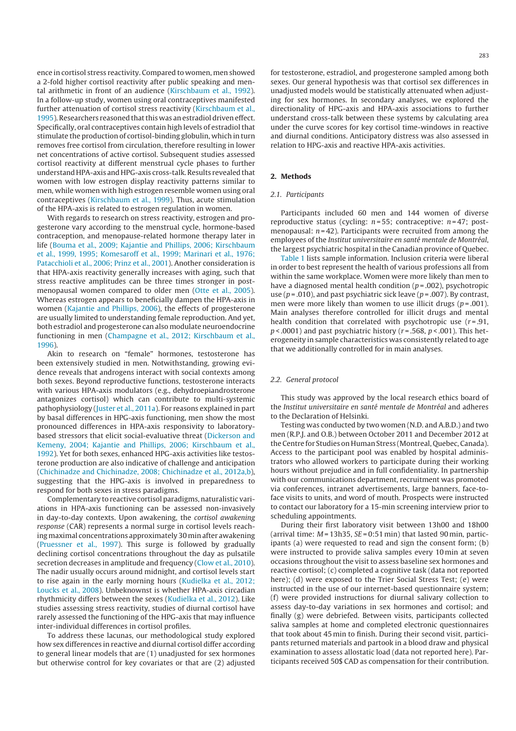ence in cortisol stress reactivity. Compared to women, men showed a 2-fold higher cortisol reactivity after public speaking and mental arithmetic in front of an audience (Kirschbaum et al., 1992). In a follow-up study, women using oral contraceptives manifested further attenuation of cortisol stress reactivity (Kirschbaum et al., 1995). Researchers reasoned that this was an estradiol driven effect. Specifically, oral contraceptives contain high levels of estradiol that stimulate the production of cortisol-binding globulin, which in turn removes free cortisol from circulation, therefore resulting in lower net concentrations of active cortisol. Subsequent studies assessed cortisol reactivity at different menstrual cycle phases to further understand HPA-axis and HPG-axis cross-talk. Results revealed that women with low estrogen display reactivity patterns similar to men, while women with high estrogen resemble women using oral contraceptives (Kirschbaum et al., 1999). Thus, acute stimulation of the HPA-axis is related to estrogen regulation in women.

With regards to research on stress reactivity, estrogen and progesterone vary according to the menstrual cycle, hormone-based contraception, and menopause-related hormone therapy later in life (Bouma et al., 2009; Kajantie and Phillips, 2006; Kirschbaum et al., 1999, 1995; Komesaroff et al., 1999; Marinari et al., 1976; Patacchioli et al., 2006; Prinz et al., 2001). Another consideration is that HPA-axis reactivity generally increases with aging, such that stress reactive amplitudes can be three times stronger in postmenopausal women compared to older men (Otte et al., 2005). Whereas estrogen appears to beneficially dampen the HPA-axis in women (Kajantie and Phillips, 2006), the effects of progesterone are usually limited to understanding female reproduction. And yet, both estradiol and progesterone can also modulate neuroendocrine functioning in men (Champagne et al., 2012; Kirschbaum et al., 1996).

Akin to research on "female" hormones, testosterone has been extensively studied in men. Notwithstanding, growing evidence reveals that androgens interact with social contexts among both sexes. Beyond reproductive functions, testosterone interacts with various HPA-axis modulators (e.g., dehydroepiandrosterone antagonizes cortisol) which can contribute to multi-systemic pathophysiology (Juster et al., 2011a). For reasons explained in part by basal differences in HPG-axis functioning, men show the most pronounced differences in HPA-axis responsivity to laboratory-based stressors that elicit social-evaluative threat (Dickerson and Kemeny, 2004; Kajantie and Phillips, 2006; Kirschbaum et al., 1992). Yet for both sexes, enhanced HPG-axis activities like testosterone production are also indicative of challenge and anticipation (Chichinadze and Chichinadze, 2008; Chichinadze et al., 2012a,b), suggesting that the HPG-axis is involved in preparedness to respond for both sexes in stress paradigms.

Complementary to reactive cortisol paradigms, naturalistic variations in HPA-axis functioning can be assessed non-invasively in day-to-day contexts. Upon awakening, the *cortisol awakening response* (CAR) represents a normal surge in cortisol levels reaching maximal concentrations approximately 30 min after awakening (Pruessner et al., 1997). This surge is followed by gradually declining cortisol concentrations throughout the day as pulsatile secretion decreases in amplitude and frequency (Clow et al., 2010). The nadir usually occurs around midnight, and cortisol levels start to rise again in the early morning hours (Kudielka et al., 2012; Loucks et al., 2008). Unbeknownst is whether HPA-axis circadian rhythmicity differs between the sexes (Kudielka et al., 2012). Like studies assessing stress reactivity, studies of diurnal cortisol have rarely assessed the functioning of the HPG-axis that may influence inter-individual differences in cortisol profiles.

To address these lacunas, our methodological study explored how sex differences in reactive and diurnal cortisol differ according to general linear models that are (1) unadjusted for sex hormones but otherwise control for key covariates or that are (2) adjusted for testosterone, estradiol, and progesterone sampled among both sexes. Our general hypothesis was that cortisol sex differences in unadjusted models would be statistically attenuated when adjusting for sex hormones. In secondary analyses, we explored the directionality of HPG-axis and HPA-axis associations to further understand cross-talk between these systems by calculating area under the curve scores for key cortisol time-windows in reactive and diurnal conditions. Anticipatory distress was also assessed in relation to HPG-axis and reactive HPA-axis activities.

## 2. Methods

### 2.1. Participants

Participants included 60 men and 144 women of diverse reproductive status (cycling: $n = 55$; contraceptive: $n = 47$; postmenopausal: $n = 42$). Participants were recruited from among the employees of the *Institut universitaire en santé mentale de Montréal*, the largest psychiatric hospital in the Canadian province of Quebec. Table 1 lists sample information. Inclusion criteria were liberal in order to best represent the health of various professions all from within the same workplace. Women were more likely than men to have a diagnosed mental health condition ($p = .002$), psychotropic use ($p = .010$), and past psychiatric sick leave ($p = .007$). By contrast, men were more likely than women to use illicit drugs ($p = .001$). Main analyses therefore controlled for illicit drugs and mental health condition that correlated with psychotropic use ($r = .91$, $p < .0001$) and past psychiatric history ($r = .568$, $p < .001$). This heterogeneity in sample characteristics was consistently related to age that we additionally controlled for in main analyses.

### 2.2. General protocol

This study was approved by the local research ethics board of the *Institut universitaire en santé mentale de Montréal* and adheres to the Declaration of Helsinki.

Testing was conducted by two women (N.D. and A.B.D.) and two men (R.P.J. and O.B.) between October 2011 and December 2012 at the Centre for Studies on Human Stress (Montreal, Quebec, Canada). Access to the participant pool was enabled by hospital administrators who allowed workers to participate during their working hours without prejudice and in full confidentiality. In partnership with our communications department, recruitment was promoted via conferences, intranet advertisements, large banners, face-to-face visits to units, and word of mouth. Prospects were instructed to contact our laboratory for a 15-min screening interview prior to scheduling appointments.

During their first laboratory visit between 13h00 and 18h00 (arrival time: $M = 13\text{h}35$, $SE = 0{:}51$ min) that lasted 90 min, participants (a) were requested to read and sign the consent form; (b) were instructed to provide saliva samples every 10 min at seven occasions throughout the visit to assess baseline sex hormones and reactive cortisol; (c) completed a cognitive task (data not reported here); (d) were exposed to the Trier Social Stress Test; (e) were instructed in the use of our internet-based questionnaire system; (f) were provided instructions for diurnal salivary collection to assess day-to-day variations in sex hormones and cortisol; and finally (g) were debriefed. Between visits, participants collected saliva samples at home and completed electronic questionnaires that took about 45 min to finish. During their second visit, participants returned materials and partook in a blood draw and physical examination to assess allostatic load (data not reported here). Participants received 50$ CAD as compensation for their contribution.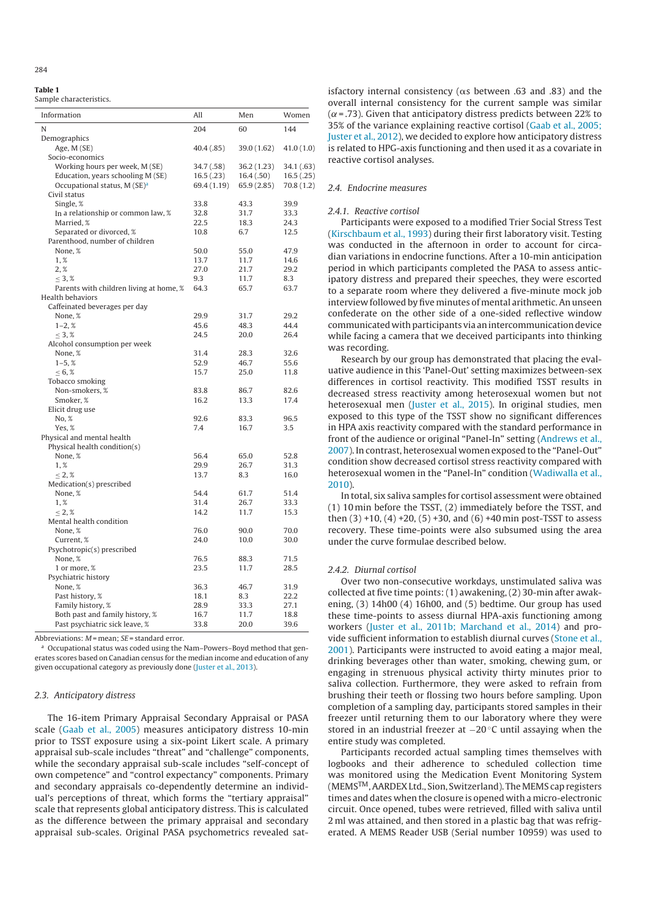**Table 1**
Sample characteristics.

| Information | All | Men | Women |
|---|---|---|---|
| N | 204 | 60 | 144 |
| Demographics | | | |
| Age, M (SE) | 40.4 (.85) | 39.0 (1.62) | 41.0 (1.0) |
| Socio-economics | | | |
| Working hours per week, M (SE) | 34.7 (.58) | 36.2 (1.23) | 34.1 (.63) |
| Education, years schooling M (SE) | 16.5 (.23) | 16.4 (.50) | 16.5 (.25) |
| Occupational status, M (SE)[a] | 69.4 (1.19) | 65.9 (2.85) | 70.8 (1.2) |
| Civil status | | | |
| Single, % | 33.8 | 43.3 | 39.9 |
| In a relationship or common law, % | 32.8 | 31.7 | 33.3 |
| Married, % | 22.5 | 18.3 | 24.3 |
| Separated or divorced, % | 10.8 | 6.7 | 12.5 |
| Parenthood, number of children | | | |
| None, % | 50.0 | 55.0 | 47.9 |
| 1, % | 13.7 | 11.7 | 14.6 |
| 2, % | 27.0 | 21.7 | 29.2 |
| ≤ 3, % | 9.3 | 11.7 | 8.3 |
| Parents with children living at home, % | 64.3 | 65.7 | 63.7 |
| Health behaviors | | | |
| Caffeinated beverages per day | | | |
| None, % | 29.9 | 31.7 | 29.2 |
| 1–2, % | 45.6 | 48.3 | 44.4 |
| ≤ 3, % | 24.5 | 20.0 | 26.4 |
| Alcohol consumption per week | | | |
| None, % | 31.4 | 28.3 | 32.6 |
| 1–5, % | 52.9 | 46.7 | 55.6 |
| ≤ 6, % | 15.7 | 25.0 | 11.8 |
| Tobacco smoking | | | |
| Non-smokers, % | 83.8 | 86.7 | 82.6 |
| Smoker, % | 16.2 | 13.3 | 17.4 |
| Elicit drug use | | | |
| No, % | 92.6 | 83.3 | 96.5 |
| Yes, % | 7.4 | 16.7 | 3.5 |
| Physical and mental health | | | |
| Physical health condition(s) | | | |
| None, % | 56.4 | 65.0 | 52.8 |
| 1, % | 29.9 | 26.7 | 31.3 |
| ≤ 2, % | 13.7 | 8.3 | 16.0 |
| Medication(s) prescribed | | | |
| None, % | 54.4 | 61.7 | 51.4 |
| 1, % | 31.4 | 26.7 | 33.3 |
| ≤ 2, % | 14.2 | 11.7 | 15.3 |
| Mental health condition | | | |
| None, % | 76.0 | 90.0 | 70.0 |
| Current, % | 24.0 | 10.0 | 30.0 |
| Psychotropic(s) prescribed | | | |
| None, % | 76.5 | 88.3 | 71.5 |
| 1 or more, % | 23.5 | 11.7 | 28.5 |
| Psychiatric history | | | |
| None, % | 36.3 | 46.7 | 31.9 |
| Past history, % | 18.1 | 8.3 | 22.2 |
| Family history, % | 28.9 | 33.3 | 27.1 |
| Both past and family history, % | 16.7 | 11.7 | 18.8 |
| Past psychiatric sick leave, % | 33.8 | 20.0 | 39.6 |

Abbreviations: $M$ = mean; $SE$ = standard error.

[a] Occupational status was coded using the Nam–Powers–Boyd method that generates scores based on Canadian census for the median income and education of any given occupational category as previously done (Juster et al., 2013).

### 2.3. Anticipatory distress

The 16-item Primary Appraisal Secondary Appraisal or PASA scale (Gaab et al., 2005) measures anticipatory distress 10-min prior to TSST exposure using a six-point Likert scale. A primary appraisal sub-scale includes "threat" and "challenge" components, while the secondary appraisal sub-scale includes "self-concept of own competence" and "control expectancy" components. Primary and secondary appraisals co-dependently determine an individual's perceptions of threat, which forms the "tertiary appraisal" scale that represents global anticipatory distress. This is calculated as the difference between the primary appraisal and secondary appraisal sub-scales. Original PASA psychometrics revealed satisfactory internal consistency ($\alpha$s between .63 and .83) and the overall internal consistency for the current sample was similar ($\alpha$ = .73). Given that anticipatory distress predicts between 22% to 35% of the variance explaining reactive cortisol (Gaab et al., 2005; Juster et al., 2012), we decided to explore how anticipatory distress is related to HPG-axis functioning and then used it as a covariate in reactive cortisol analyses.

### 2.4. Endocrine measures

#### 2.4.1. Reactive cortisol

Participants were exposed to a modified Trier Social Stress Test (Kirschbaum et al., 1993) during their first laboratory visit. Testing was conducted in the afternoon in order to account for circadian variations in endocrine functions. After a 10-min anticipation period in which participants completed the PASA to assess anticipatory distress and prepared their speeches, they were escorted to a separate room where they delivered a five-minute mock job interview followed by five minutes of mental arithmetic. An unseen confederate on the other side of a one-sided reflective window communicated with participants via an intercommunication device while facing a camera that we deceived participants into thinking was recording.

Research by our group has demonstrated that placing the evaluative audience in this 'Panel-Out' setting maximizes between-sex differences in cortisol reactivity. This modified TSST results in decreased stress reactivity among heterosexual women but not heterosexual men (Juster et al., 2015). In original studies, men exposed to this type of the TSST show no significant differences in HPA axis reactivity compared with the standard performance in front of the audience or original "Panel-In" setting (Andrews et al., 2007). In contrast, heterosexual women exposed to the "Panel-Out" condition show decreased cortisol stress reactivity compared with heterosexual women in the "Panel-In" condition (Wadiwalla et al., 2010).

In total, six saliva samples for cortisol assessment were obtained (1) 10 min before the TSST, (2) immediately before the TSST, and then (3) +10, (4) +20, (5) +30, and (6) +40 min post-TSST to assess recovery. These time-points were also subsumed using the area under the curve formulae described below.

#### 2.4.2. Diurnal cortisol

Over two non-consecutive workdays, unstimulated saliva was collected at five time points: (1) awakening, (2) 30-min after awakening, (3) 14h00 (4) 16h00, and (5) bedtime. Our group has used these time-points to assess diurnal HPA-axis functioning among workers (Juster et al., 2011b; Marchand et al., 2014) and provide sufficient information to establish diurnal curves (Stone et al., 2001). Participants were instructed to avoid eating a major meal, drinking beverages other than water, smoking, chewing gum, or engaging in strenuous physical activity thirty minutes prior to saliva collection. Furthermore, they were asked to refrain from brushing their teeth or flossing two hours before sampling. Upon completion of a sampling day, participants stored samples in their freezer until returning them to our laboratory where they were stored in an industrial freezer at −20 °C until assaying when the entire study was completed.

Participants recorded actual sampling times themselves with logbooks and their adherence to scheduled collection time was monitored using the Medication Event Monitoring System (MEMS™, AARDEX Ltd., Sion, Switzerland). The MEMS cap registers times and dates when the closure is opened with a micro-electronic circuit. Once opened, tubes were retrieved, filled with saliva until 2 ml was attained, and then stored in a plastic bag that was refrigerated. A MEMS Reader USB (Serial number 10959) was used to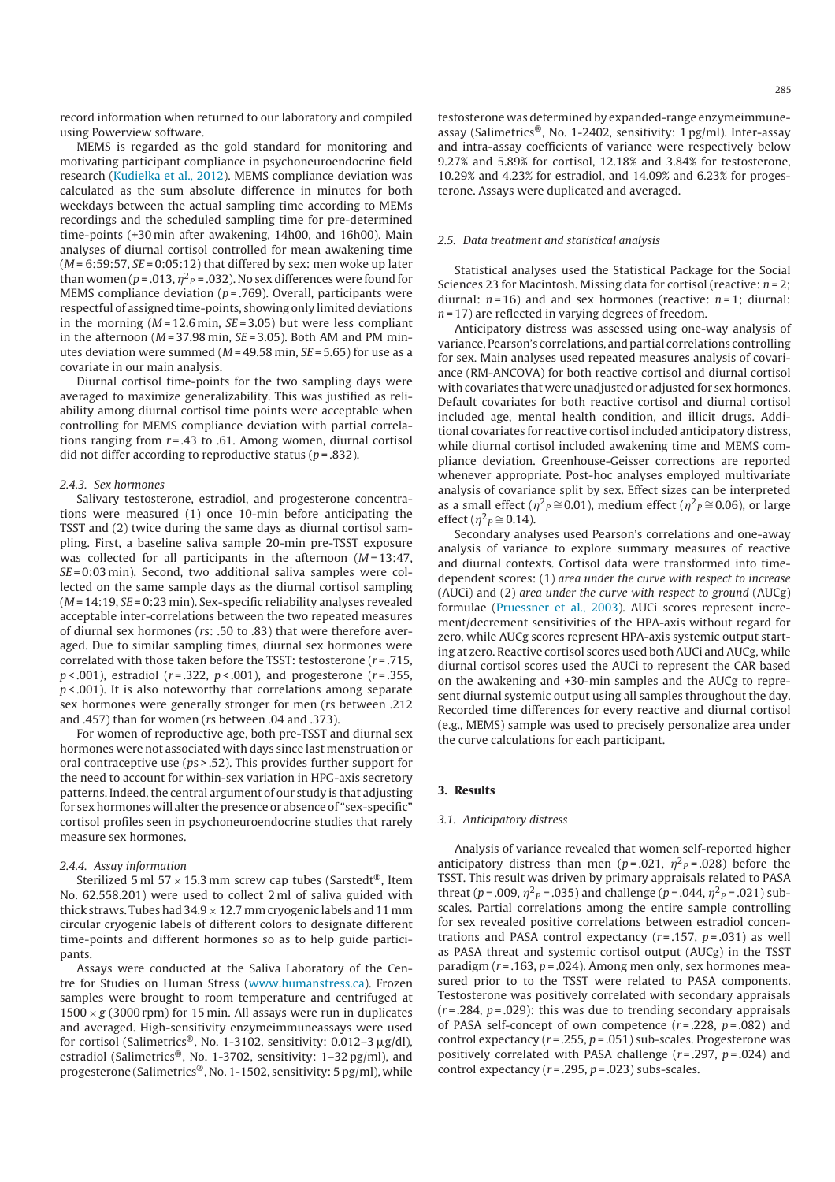record information when returned to our laboratory and compiled using Powerview software.

MEMS is regarded as the gold standard for monitoring and motivating participant compliance in psychoneuroendocrine field research (Kudielka et al., 2012). MEMS compliance deviation was calculated as the sum absolute difference in minutes for both weekdays between the actual sampling time according to MEMs recordings and the scheduled sampling time for pre-determined time-points (+30 min after awakening, 14h00, and 16h00). Main analyses of diurnal cortisol controlled for mean awakening time ($M$ = 6:59:57, $SE$ = 0:05:12) that differed by sex: men woke up later than women ($p$ = .013, $\eta^2_P$ = .032). No sex differences were found for MEMS compliance deviation ($p$ = .769). Overall, participants were respectful of assigned time-points, showing only limited deviations in the morning ($M$ = 12.6 min, $SE$ = 3.05) but were less compliant in the afternoon ($M$ = 37.98 min, $SE$ = 3.05). Both AM and PM minutes deviation were summed ($M$ = 49.58 min, $SE$ = 5.65) for use as a covariate in our main analysis.

Diurnal cortisol time-points for the two sampling days were averaged to maximize generalizability. This was justified as reliability among diurnal cortisol time points were acceptable when controlling for MEMS compliance deviation with partial correlations ranging from $r$ = .43 to .61. Among women, diurnal cortisol did not differ according to reproductive status ($p$ = .832).

#### 2.4.3. Sex hormones

Salivary testosterone, estradiol, and progesterone concentrations were measured (1) once 10-min before anticipating the TSST and (2) twice during the same days as diurnal cortisol sampling. First, a baseline saliva sample 20-min pre-TSST exposure was collected for all participants in the afternoon ($M$ = 13:47, $SE$ = 0:03 min). Second, two additional saliva samples were collected on the same sample days as the diurnal cortisol sampling ($M$ = 14:19, $SE$ = 0:23 min). Sex-specific reliability analyses revealed acceptable inter-correlations between the two repeated measures of diurnal sex hormones ($r$s: .50 to .83) that were therefore averaged. Due to similar sampling times, diurnal sex hormones were correlated with those taken before the TSST: testosterone ($r$ = .715, $p$ < .001), estradiol ($r$ = .322, $p$ < .001), and progesterone ($r$ = .355, $p$ < .001). It is also noteworthy that correlations among separate sex hormones were generally stronger for men ($r$s between .212 and .457) than for women ($r$s between .04 and .373).

For women of reproductive age, both pre-TSST and diurnal sex hormones were not associated with days since last menstruation or oral contraceptive use ($p$s > .52). This provides further support for the need to account for within-sex variation in HPG-axis secretory patterns. Indeed, the central argument of our study is that adjusting for sex hormones will alter the presence or absence of "sex-specific" cortisol profiles seen in psychoneuroendocrine studies that rarely measure sex hormones.

#### 2.4.4. Assay information

Sterilized 5 ml 57 × 15.3 mm screw cap tubes (Sarstedt®, Item No. 62.558.201) were used to collect 2 ml of saliva guided with thick straws. Tubes had 34.9 × 12.7 mm cryogenic labels and 11 mm circular cryogenic labels of different colors to designate different time-points and different hormones so as to help guide participants.

Assays were conducted at the Saliva Laboratory of the Centre for Studies on Human Stress (www.humanstress.ca). Frozen samples were brought to room temperature and centrifuged at 1500 × $g$ (3000 rpm) for 15 min. All assays were run in duplicates and averaged. High-sensitivity enzymeimmuneassays were used for cortisol (Salimetrics®, No. 1-3102, sensitivity: 0.012–3 μg/dl), estradiol (Salimetrics®, No. 1-3702, sensitivity: 1–32 pg/ml), and progesterone (Salimetrics®, No. 1-1502, sensitivity: 5 pg/ml), while testosterone was determined by expanded-range enzymeimmuneassay (Salimetrics®, No. 1-2402, sensitivity: 1 pg/ml). Inter-assay and intra-assay coefficients of variance were respectively below 9.27% and 5.89% for cortisol, 12.18% and 3.84% for testosterone, 10.29% and 4.23% for estradiol, and 14.09% and 6.23% for progesterone. Assays were duplicated and averaged.

### 2.5. Data treatment and statistical analysis

Statistical analyses used the Statistical Package for the Social Sciences 23 for Macintosh. Missing data for cortisol (reactive: $n$ = 2; diurnal: $n$ = 16) and and sex hormones (reactive: $n$ = 1; diurnal: $n$ = 17) are reflected in varying degrees of freedom.

Anticipatory distress was assessed using one-way analysis of variance, Pearson's correlations, and partial correlations controlling for sex. Main analyses used repeated measures analysis of covariance (RM-ANCOVA) for both reactive cortisol and diurnal cortisol with covariates that were unadjusted or adjusted for sex hormones. Default covariates for both reactive cortisol and diurnal cortisol included age, mental health condition, and illicit drugs. Additional covariates for reactive cortisol included anticipatory distress, while diurnal cortisol included awakening time and MEMS compliance deviation. Greenhouse-Geisser corrections are reported whenever appropriate. Post-hoc analyses employed multivariate analysis of covariance split by sex. Effect sizes can be interpreted as a small effect ($\eta^2_P \cong 0.01$), medium effect ($\eta^2_P \cong 0.06$), or large effect ($\eta^2_P \cong 0.14$).

Secondary analyses used Pearson's correlations and one-away analysis of variance to explore summary measures of reactive and diurnal contexts. Cortisol data were transformed into time-dependent scores: (1) *area under the curve with respect to increase* (AUCi) and (2) *area under the curve with respect to ground* (AUCg) formulae (Pruessner et al., 2003). AUCi scores represent increment/decrement sensitivities of the HPA-axis without regard for zero, while AUCg scores represent HPA-axis systemic output starting at zero. Reactive cortisol scores used both AUCi and AUCg, while diurnal cortisol scores used the AUCi to represent the CAR based on the awakening and +30-min samples and the AUCg to represent diurnal systemic output using all samples throughout the day. Recorded time differences for every reactive and diurnal cortisol (e.g., MEMS) sample was used to precisely personalize area under the curve calculations for each participant.

## 3. Results

### 3.1. Anticipatory distress

Analysis of variance revealed that women self-reported higher anticipatory distress than men ($p$ = .021, $\eta^2_P$ = .028) before the TSST. This result was driven by primary appraisals related to PASA threat ($p$ = .009, $\eta^2_P$ = .035) and challenge ($p$ = .044, $\eta^2_P$ = .021) subscales. Partial correlations among the entire sample controlling for sex revealed positive correlations between estradiol concentrations and PASA control expectancy ($r$ = .157, $p$ = .031) as well as PASA threat and systemic cortisol output (AUCg) in the TSST paradigm ($r$ = .163, $p$ = .024). Among men only, sex hormones measured prior to to the TSST were related to PASA components. Testosterone was positively correlated with secondary appraisals ($r$ = .284, $p$ = .029): this was due to trending secondary appraisals of PASA self-concept of own competence ($r$ = .228, $p$ = .082) and control expectancy ($r$ = .255, $p$ = .051) sub-scales. Progesterone was positively correlated with PASA challenge ($r$ = .297, $p$ = .024) and control expectancy ($r$ = .295, $p$ = .023) subs-scales.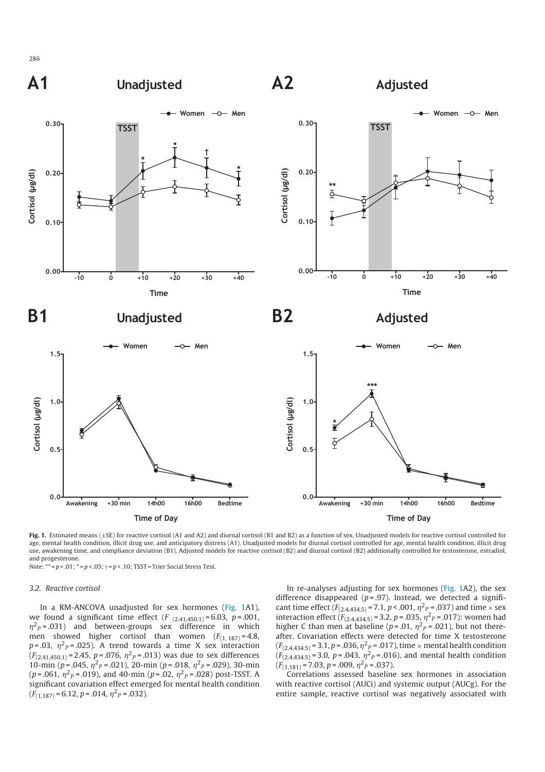**Fig. 1.** Estimated means (±SE) for reactive cortisol (A1 and A2) and diurnal cortisol (B1 and B2) as a function of sex. Unadjusted models for reactive cortisol controlled for age, mental health condition, illicit drug use, and anticipatory distress (A1). Unadjusted models for diurnal cortisol controlled for age, mental health condition, illicit drug use, awakening time, and compliance deviation (B1). Adjusted models for reactive cortisol (B2) and diurnal cortisol (B2) additionally controlled for testosterone, estradiol, and progesterone.

*Note*: ** = $p < .01$; * = $p < .05$; † = $p < .10$; TSST = Trier Social Stress Test.

### 3.2. Reactive cortisol

In a RM-ANCOVA unadjusted for sex hormones (Fig. 1A1), we found a significant time effect ($F_{(2.41,450.1)} = 6.03$, $p = .001$, $\eta^2_P = .031$) and between-groups sex difference in which men showed higher cortisol than women ($F_{(1, 187)} = 4.8$, $p = .03$, $\eta^2_P = .025$). A trend towards a time X sex interaction ($F_{(2.41,450.1)} = 2.45$, $p = .076$, $\eta^2_P = .013$) was due to sex differences 10-min ($p = .045$, $\eta^2_P = .021$), 20-min ($p = .018$, $\eta^2_P = .029$), 30-min ($p = .061$, $\eta^2_P = .019$), and 40-min ($p = .02$, $\eta^2_P = .028$) post-TSST. A significant covariation effect emerged for mental health condition ($F_{(1,187)} = 6.12$, $p = .014$, $\eta^2_P = .032$).

In re-analyses adjusting for sex hormones (Fig. 1A2), the sex difference disappeared ($p = .97$). Instead, we detected a significant time effect ($F_{(2.4,434.5)} = 7.1$, $p < .001$, $\eta^2_P = .037$) and time × sex interaction effect ($F_{(2.4,434.5)} = 3.2$, $p = .035$, $\eta^2_P = .017$): women had higher C than men at baseline ($p = .01$, $\eta^2_P = .021$), but not thereafter. Covariation effects were detected for time X testosterone ($F_{(2.4,434.5)} = 3.1$, $p = .036$, $\eta^2_P = .017$), time × mental health condition ($F_{(2.4,434.5)} = 3.0$, $p = .043$, $\eta^2_P = .016$), and mental health condition ($F_{(1,181)} = 7.03$, $p = .009$, $\eta^2_P = .037$).

Correlations assessed baseline sex hormones in association with reactive cortisol (AUCi) and systemic output (AUCg). For the entire sample, reactive cortisol was negatively associated with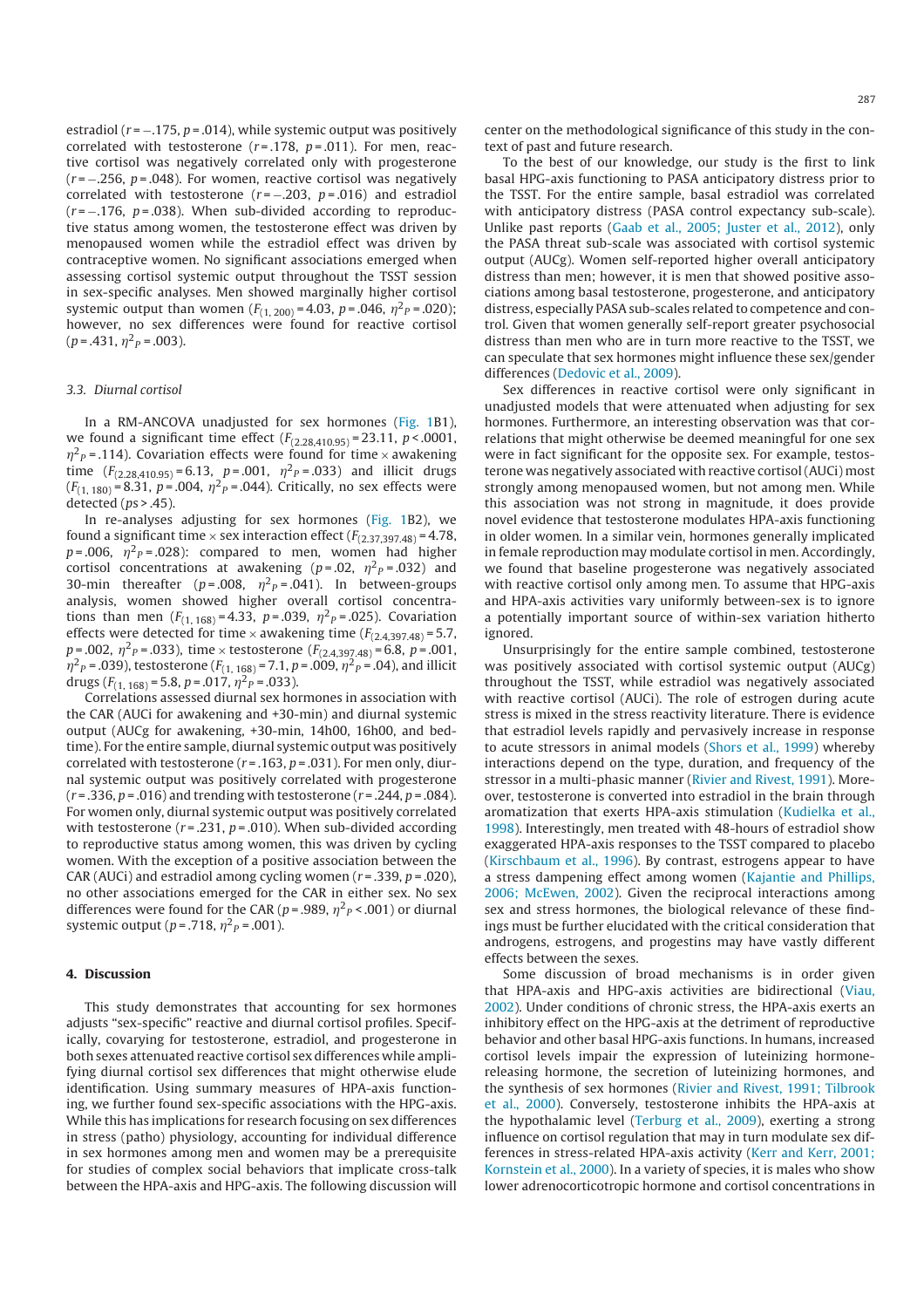estradiol ($r = -.175$, $p = .014$), while systemic output was positively correlated with testosterone ($r = .178$, $p = .011$). For men, reactive cortisol was negatively correlated only with progesterone ($r = -.256$, $p = .048$). For women, reactive cortisol was negatively correlated with testosterone ($r = -.203$, $p = .016$) and estradiol ($r = -.176$, $p = .038$). When sub-divided according to reproductive status among women, the testosterone effect was driven by menopaused women while the estradiol effect was driven by contraceptive women. No significant associations emerged when assessing cortisol systemic output throughout the TSST session in sex-specific analyses. Men showed marginally higher cortisol systemic output than women ($F_{(1, 200)} = 4.03$, $p = .046$, $\eta^2_P = .020$); however, no sex differences were found for reactive cortisol ($p = .431$, $\eta^2_P = .003$).

### 3.3. Diurnal cortisol

In a RM-ANCOVA unadjusted for sex hormones (Fig. 1B1), we found a significant time effect ($F_{(2.28, 410.95)} = 23.11$, $p < .0001$, $\eta^2_P = .114$). Covariation effects were found for time × awakening time ($F_{(2.28, 410.95)} = 6.13$, $p = .001$, $\eta^2_P = .033$) and illicit drugs ($F_{(1, 180)} = 8.31$, $p = .004$, $\eta^2_P = .044$). Critically, no sex effects were detected ($ps > .45$).

In re-analyses adjusting for sex hormones (Fig. 1B2), we found a significant time × sex interaction effect ($F_{(2.37, 397.48)} = 4.78$, $p = .006$, $\eta^2_P = .028$): compared to men, women had higher cortisol concentrations at awakening ($p = .02$, $\eta^2_P = .032$) and 30-min thereafter ($p = .008$, $\eta^2_P = .041$). In between-groups analysis, women showed higher overall cortisol concentrations than men ($F_{(1, 168)} = 4.33$, $p = .039$, $\eta^2_P = .025$). Covariation effects were detected for time × awakening time ($F_{(2.4, 397.48)} = 5.7$, $p = .002$, $\eta^2_P = .033$), time × testosterone ($F_{(2.4, 397.48)} = 6.8$, $p = .001$, $\eta^2_P = .039$), testosterone ($F_{(1, 168)} = 7.1$, $p = .009$, $\eta^2_P = .04$), and illicit drugs ($F_{(1, 168)} = 5.8$, $p = .017$, $\eta^2_P = .033$).

Correlations assessed diurnal sex hormones in association with the CAR (AUCi for awakening and +30-min) and diurnal systemic output (AUCg for awakening, +30-min, 14h00, 16h00, and bedtime). For the entire sample, diurnal systemic output was positively correlated with testosterone ($r = .163$, $p = .031$). For men only, diurnal systemic output was positively correlated with progesterone ($r = .336$, $p = .016$) and trending with testosterone ($r = .244$, $p = .084$). For women only, diurnal systemic output was positively correlated with testosterone ($r = .231$, $p = .010$). When sub-divided according to reproductive status among women, this was driven by cycling women. With the exception of a positive association between the CAR (AUCi) and estradiol among cycling women ($r = .339$, $p = .020$), no other associations emerged for the CAR in either sex. No sex differences were found for the CAR ($p = .989$, $\eta^2_P < .001$) or diurnal systemic output ($p = .718$, $\eta^2_P = .001$).

## 4. Discussion

This study demonstrates that accounting for sex hormones adjusts "sex-specific" reactive and diurnal cortisol profiles. Specifically, covarying for testosterone, estradiol, and progesterone in both sexes attenuated reactive cortisol sex differences while amplifying diurnal cortisol sex differences that might otherwise elude identification. Using summary measures of HPA-axis functioning, we further found sex-specific associations with the HPG-axis. While this has implications for research focusing on sex differences in stress (patho) physiology, accounting for individual difference in sex hormones among men and women may be a prerequisite for studies of complex social behaviors that implicate cross-talk between the HPA-axis and HPG-axis. The following discussion will center on the methodological significance of this study in the context of past and future research.

To the best of our knowledge, our study is the first to link basal HPG-axis functioning to PASA anticipatory distress prior to the TSST. For the entire sample, basal estradiol was correlated with anticipatory distress (PASA control expectancy sub-scale). Unlike past reports (Gaab et al., 2005; Juster et al., 2012), only the PASA threat sub-scale was associated with cortisol systemic output (AUCg). Women self-reported higher overall anticipatory distress than men; however, it is men that showed positive associations among basal testosterone, progesterone, and anticipatory distress, especially PASA sub-scales related to competence and control. Given that women generally self-report greater psychosocial distress than men who are in turn more reactive to the TSST, we can speculate that sex hormones might influence these sex/gender differences (Dedovic et al., 2009).

Sex differences in reactive cortisol were only significant in unadjusted models that were attenuated when adjusting for sex hormones. Furthermore, an interesting observation was that correlations that might otherwise be deemed meaningful for one sex were in fact significant for the opposite sex. For example, testosterone was negatively associated with reactive cortisol (AUCi) most strongly among menopaused women, but not among men. While this association was not strong in magnitude, it does provide novel evidence that testosterone modulates HPA-axis functioning in older women. In a similar vein, hormones generally implicated in female reproduction may modulate cortisol in men. Accordingly, we found that baseline progesterone was negatively associated with reactive cortisol only among men. To assume that HPG-axis and HPA-axis activities vary uniformly between-sex is to ignore a potentially important source of within-sex variation hitherto ignored.

Unsurprisingly for the entire sample combined, testosterone was positively associated with cortisol systemic output (AUCg) throughout the TSST, while estradiol was negatively associated with reactive cortisol (AUCi). The role of estrogen during acute stress is mixed in the stress reactivity literature. There is evidence that estradiol levels rapidly and pervasively increase in response to acute stressors in animal models (Shors et al., 1999) whereby interactions depend on the type, duration, and frequency of the stressor in a multi-phasic manner (Rivier and Rivest, 1991). Moreover, testosterone is converted into estradiol in the brain through aromatization that exerts HPA-axis stimulation (Kudielka et al., 1998). Interestingly, men treated with 48-hours of estradiol show exaggerated HPA-axis responses to the TSST compared to placebo (Kirschbaum et al., 1996). By contrast, estrogens appear to have a stress dampening effect among women (Kajantie and Phillips, 2006; McEwen, 2002). Given the reciprocal interactions among sex and stress hormones, the biological relevance of these findings must be further elucidated with the critical consideration that androgens, estrogens, and progestins may have vastly different effects between the sexes.

Some discussion of broad mechanisms is in order given that HPA-axis and HPG-axis activities are bidirectional (Viau, 2002). Under conditions of chronic stress, the HPA-axis exerts an inhibitory effect on the HPG-axis at the detriment of reproductive behavior and other basal HPG-axis functions. In humans, increased cortisol levels impair the expression of luteinizing hormone-releasing hormone, the secretion of luteinizing hormones, and the synthesis of sex hormones (Rivier and Rivest, 1991; Tilbrook et al., 2000). Conversely, testosterone inhibits the HPA-axis at the hypothalamic level (Terburg et al., 2009), exerting a strong influence on cortisol regulation that may in turn modulate sex differences in stress-related HPA-axis activity (Kerr and Kerr, 2001; Kornstein et al., 2000). In a variety of species, it is males who show lower adrenocorticotropic hormone and cortisol concentrations in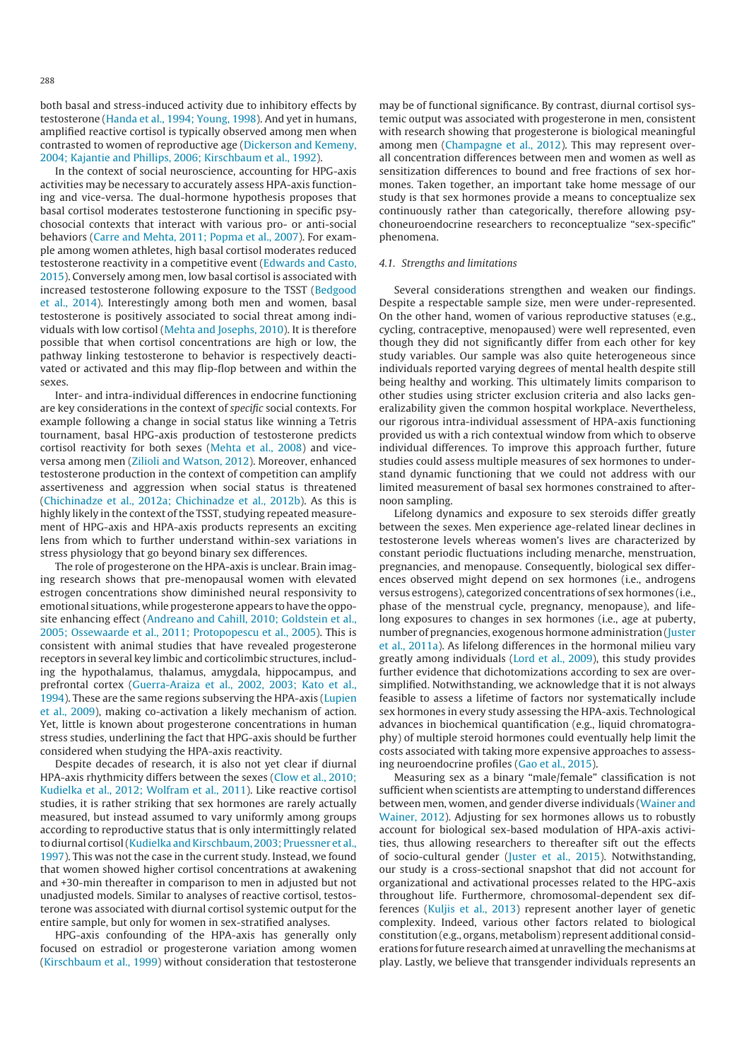both basal and stress-induced activity due to inhibitory effects by testosterone (Handa et al., 1994; Young, 1998). And yet in humans, amplified reactive cortisol is typically observed among men when contrasted to women of reproductive age (Dickerson and Kemeny, 2004; Kajantie and Phillips, 2006; Kirschbaum et al., 1992).

In the context of social neuroscience, accounting for HPG-axis activities may be necessary to accurately assess HPA-axis functioning and vice-versa. The dual-hormone hypothesis proposes that basal cortisol moderates testosterone functioning in specific psychosocial contexts that interact with various pro- or anti-social behaviors (Carre and Mehta, 2011; Popma et al., 2007). For example among women athletes, high basal cortisol moderates reduced testosterone reactivity in a competitive event (Edwards and Casto, 2015). Conversely among men, low basal cortisol is associated with increased testosterone following exposure to the TSST (Bedgood et al., 2014). Interestingly among both men and women, basal testosterone is positively associated to social threat among individuals with low cortisol (Mehta and Josephs, 2010). It is therefore possible that when cortisol concentrations are high or low, the pathway linking testosterone to behavior is respectively deactivated or activated and this may flip-flop between and within the sexes.

Inter- and intra-individual differences in endocrine functioning are key considerations in the context of *specific* social contexts. For example following a change in social status like winning a Tetris tournament, basal HPG-axis production of testosterone predicts cortisol reactivity for both sexes (Mehta et al., 2008) and vice-versa among men (Zilioli and Watson, 2012). Moreover, enhanced testosterone production in the context of competition can amplify assertiveness and aggression when social status is threatened (Chichinadze et al., 2012a; Chichinadze et al., 2012b). As this is highly likely in the context of the TSST, studying repeated measurement of HPG-axis and HPA-axis products represents an exciting lens from which to further understand within-sex variations in stress physiology that go beyond binary sex differences.

The role of progesterone on the HPA-axis is unclear. Brain imaging research shows that pre-menopausal women with elevated estrogen concentrations show diminished neural responsivity to emotional situations, while progesterone appears to have the opposite enhancing effect (Andreano and Cahill, 2010; Goldstein et al., 2005; Ossewaarde et al., 2011; Protopopescu et al., 2005). This is consistent with animal studies that have revealed progesterone receptors in several key limbic and corticolimbic structures, including the hypothalamus, thalamus, amygdala, hippocampus, and prefrontal cortex (Guerra-Araiza et al., 2002, 2003; Kato et al., 1994). These are the same regions subserving the HPA-axis (Lupien et al., 2009), making co-activation a likely mechanism of action. Yet, little is known about progesterone concentrations in human stress studies, underlining the fact that HPG-axis should be further considered when studying the HPA-axis reactivity.

Despite decades of research, it is also not yet clear if diurnal HPA-axis rhythmicity differs between the sexes (Clow et al., 2010; Kudielka et al., 2012; Wolfram et al., 2011). Like reactive cortisol studies, it is rather striking that sex hormones are rarely actually measured, but instead assumed to vary uniformly among groups according to reproductive status that is only intermittingly related to diurnal cortisol (Kudielka and Kirschbaum, 2003; Pruessner et al., 1997). This was not the case in the current study. Instead, we found that women showed higher cortisol concentrations at awakening and +30-min thereafter in comparison to men in adjusted but not unadjusted models. Similar to analyses of reactive cortisol, testosterone was associated with diurnal cortisol systemic output for the entire sample, but only for women in sex-stratified analyses.

HPG-axis confounding of the HPA-axis has generally only focused on estradiol or progesterone variation among women (Kirschbaum et al., 1999) without consideration that testosterone may be of functional significance. By contrast, diurnal cortisol systemic output was associated with progesterone in men, consistent with research showing that progesterone is biological meaningful among men (Champagne et al., 2012). This may represent overall concentration differences between men and women as well as sensitization differences to bound and free fractions of sex hormones. Taken together, an important take home message of our study is that sex hormones provide a means to conceptualize sex continuously rather than categorically, therefore allowing psychoneuroendocrine researchers to reconceptualize "sex-specific" phenomena.

### 4.1. Strengths and limitations

Several considerations strengthen and weaken our findings. Despite a respectable sample size, men were under-represented. On the other hand, women of various reproductive statuses (e.g., cycling, contraceptive, menopaused) were well represented, even though they did not significantly differ from each other for key study variables. Our sample was also quite heterogeneous since individuals reported varying degrees of mental health despite still being healthy and working. This ultimately limits comparison to other studies using stricter exclusion criteria and also lacks generalizability given the common hospital workplace. Nevertheless, our rigorous intra-individual assessment of HPA-axis functioning provided us with a rich contextual window from which to observe individual differences. To improve this approach further, future studies could assess multiple measures of sex hormones to understand dynamic functioning that we could not address with our limited measurement of basal sex hormones constrained to afternoon sampling.

Lifelong dynamics and exposure to sex steroids differ greatly between the sexes. Men experience age-related linear declines in testosterone levels whereas women's lives are characterized by constant periodic fluctuations including menarche, menstruation, pregnancies, and menopause. Consequently, biological sex differences observed might depend on sex hormones (i.e., androgens versus estrogens), categorized concentrations of sex hormones (i.e., phase of the menstrual cycle, pregnancy, menopause), and lifelong exposures to changes in sex hormones (i.e., age at puberty, number of pregnancies, exogenous hormone administration (Juster et al., 2011a). As lifelong differences in the hormonal milieu vary greatly among individuals (Lord et al., 2009), this study provides further evidence that dichotomizations according to sex are oversimplified. Notwithstanding, we acknowledge that it is not always feasible to assess a lifetime of factors nor systematically include sex hormones in every study assessing the HPA-axis. Technological advances in biochemical quantification (e.g., liquid chromatography) of multiple steroid hormones could eventually help limit the costs associated with taking more expensive approaches to assessing neuroendocrine profiles (Gao et al., 2015).

Measuring sex as a binary "male/female" classification is not sufficient when scientists are attempting to understand differences between men, women, and gender diverse individuals (Wainer and Wainer, 2012). Adjusting for sex hormones allows us to robustly account for biological sex-based modulation of HPA-axis activities, thus allowing researchers to thereafter sift out the effects of socio-cultural gender (Juster et al., 2015). Notwithstanding, our study is a cross-sectional snapshot that did not account for organizational and activational processes related to the HPG-axis throughout life. Furthermore, chromosomal-dependent sex differences (Kuljis et al., 2013) represent another layer of genetic complexity. Indeed, various other factors related to biological constitution (e.g., organs, metabolism) represent additional considerations for future research aimed at unravelling the mechanisms at play. Lastly, we believe that transgender individuals represents an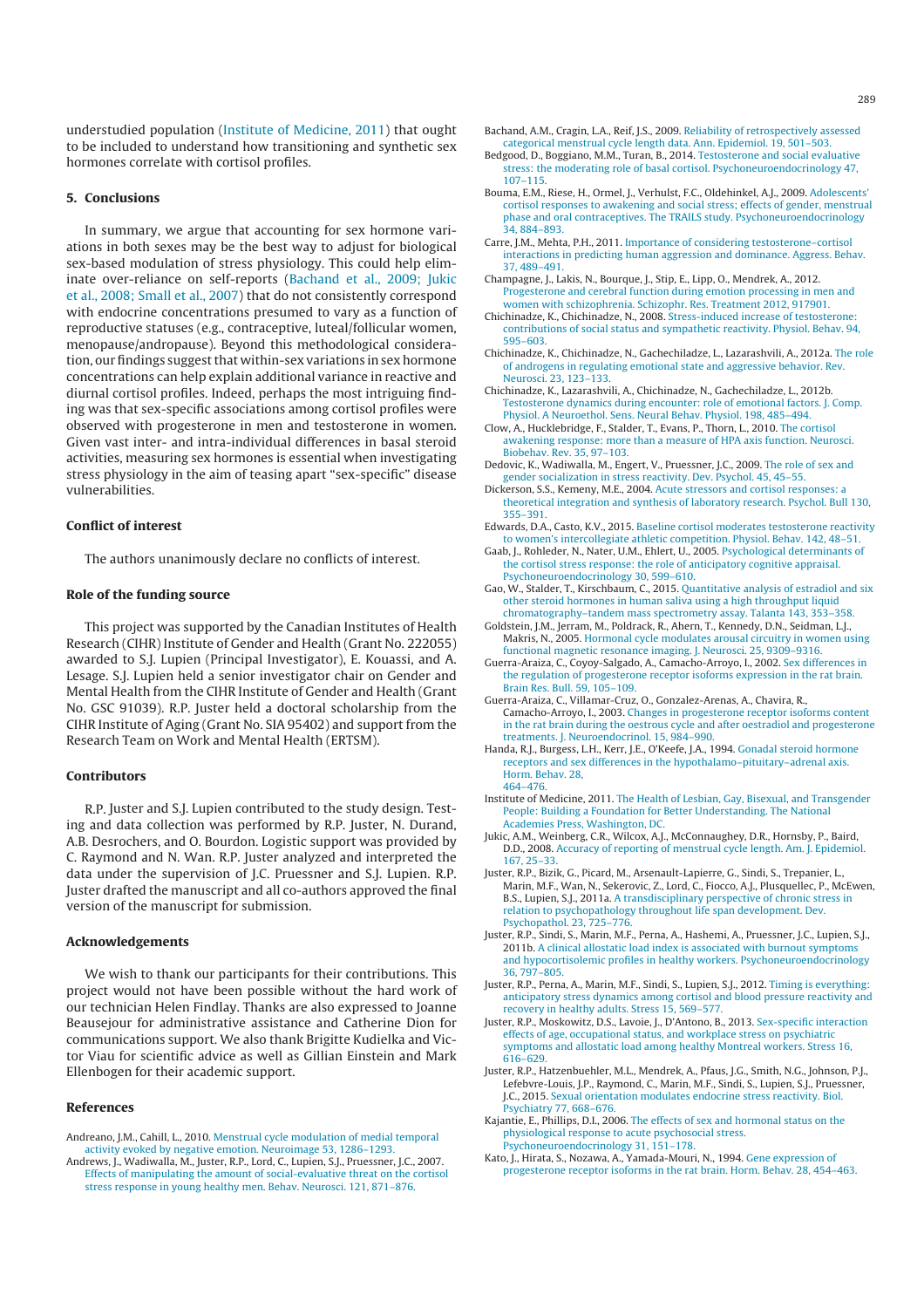understudied population (Institute of Medicine, 2011) that ought to be included to understand how transitioning and synthetic sex hormones correlate with cortisol profiles.

## 5. Conclusions

In summary, we argue that accounting for sex hormone variations in both sexes may be the best way to adjust for biological sex-based modulation of stress physiology. This could help eliminate over-reliance on self-reports (Bachand et al., 2009; Jukic et al., 2008; Small et al., 2007) that do not consistently correspond with endocrine concentrations presumed to vary as a function of reproductive statuses (e.g., contraceptive, luteal/follicular women, menopause/andropause). Beyond this methodological consideration, our findings suggest that within-sex variations in sex hormone concentrations can help explain additional variance in reactive and diurnal cortisol profiles. Indeed, perhaps the most intriguing finding was that sex-specific associations among cortisol profiles were observed with progesterone in men and testosterone in women. Given vast inter- and intra-individual differences in basal steroid activities, measuring sex hormones is essential when investigating stress physiology in the aim of teasing apart "sex-specific" disease vulnerabilities.

## Conflict of interest

The authors unanimously declare no conflicts of interest.

## Role of the funding source

This project was supported by the Canadian Institutes of Health Research (CIHR) Institute of Gender and Health (Grant No. 222055) awarded to S.J. Lupien (Principal Investigator), E. Kouassi, and A. Lesage. S.J. Lupien held a senior investigator chair on Gender and Mental Health from the CIHR Institute of Gender and Health (Grant No. GSC 91039). R.P. Juster held a doctoral scholarship from the CIHR Institute of Aging (Grant No. SIA 95402) and support from the Research Team on Work and Mental Health (ERTSM).

## Contributors

R.P. Juster and S.J. Lupien contributed to the study design. Testing and data collection was performed by R.P. Juster, N. Durand, A.B. Desrochers, and O. Bourdon. Logistic support was provided by C. Raymond and N. Wan. R.P. Juster analyzed and interpreted the data under the supervision of J.C. Pruessner and S.J. Lupien. R.P. Juster drafted the manuscript and all co-authors approved the final version of the manuscript for submission.

## Acknowledgements

We wish to thank our participants for their contributions. This project would not have been possible without the hard work of our technician Helen Findlay. Thanks are also expressed to Joanne Beausejour for administrative assistance and Catherine Dion for communications support. We also thank Brigitte Kudielka and Victor Viau for scientific advice as well as Gillian Einstein and Mark Ellenbogen for their academic support.

## References

Andreano, J.M., Cahill, L., 2010. Menstrual cycle modulation of medial temporal activity evoked by negative emotion. Neuroimage 53, 1286–1293.

Andrews, J., Wadiwalla, M., Juster, R.P., Lord, C., Lupien, S.J., Pruessner, J.C., 2007. Effects of manipulating the amount of social-evaluative threat on the cortisol stress response in young healthy men. Behav. Neurosci. 121, 871–876.

Bachand, A.M., Cragin, L.A., Reif, J.S., 2009. Reliability of retrospectively assessed categorical menstrual cycle length data. Ann. Epidemiol. 19, 501–503.

Bedgood, D., Boggiano, M.M., Turan, B., 2014. Testosterone and social evaluative stress: the moderating role of basal cortisol. Psychoneuroendocrinology 47, 107–115.

Bouma, E.M., Riese, H., Ormel, J., Verhulst, F.C., Oldehinkel, A.J., 2009. Adolescents' cortisol responses to awakening and social stress; effects of gender, menstrual phase and oral contraceptives. The TRAILS study. Psychoneuroendocrinology 34, 884–893.

Carre, J.M., Mehta, P.H., 2011. Importance of considering testosterone–cortisol interactions in predicting human aggression and dominance. Aggress. Behav. 37, 489–491.

Champagne, J., Lakis, N., Bourque, J., Stip, E., Lipp, O., Mendrek, A., 2012. Progesterone and cerebral function during emotion processing in men and women with schizophrenia. Schizophr. Res. Treatment 2012, 917901.

Chichinadze, K., Chichinadze, N., 2008. Stress-induced increase of testosterone: contributions of social status and sympathetic reactivity. Physiol. Behav. 94, 595–603.

Chichinadze, K., Chichinadze, N., Gachechiladze, L., Lazarashvili, A., 2012a. The role of androgens in regulating emotional state and aggressive behavior. Rev. Neurosci. 23, 123–133.

Chichinadze, K., Lazarashvili, A., Chichinadze, N., Gachechiladze, L., 2012b. Testosterone dynamics during encounter: role of emotional factors. J. Comp. Physiol. A Neuroethol. Sens. Neural Behav. Physiol. 198, 485–494.

Clow, A., Hucklebridge, F., Stalder, T., Evans, P., Thorn, L., 2010. The cortisol awakening response: more than a measure of HPA axis function. Neurosci. Biobehav. Rev. 35, 97–103.

Dedovic, K., Wadiwalla, M., Engert, V., Pruessner, J.C., 2009. The role of sex and gender socialization in stress reactivity. Dev. Psychol. 45, 45–55.

Dickerson, S.S., Kemeny, M.E., 2004. Acute stressors and cortisol responses: a theoretical integration and synthesis of laboratory research. Psychol. Bull 130, 355–391.

Edwards, D.A., Casto, K.V., 2015. Baseline cortisol moderates testosterone reactivity to women's intercollegiate athletic competition. Physiol. Behav. 142, 48–51.

Gaab, J., Rohleder, N., Nater, U.M., Ehlert, U., 2005. Psychological determinants of the cortisol stress response: the role of anticipatory cognitive appraisal. Psychoneuroendocrinology 30, 599–610.

Gao, W., Stalder, T., Kirschbaum, C., 2015. Quantitative analysis of estradiol and six other steroid hormones in human saliva using a high throughput liquid chromatography–tandem mass spectrometry assay. Talanta 143, 353–358.

Goldstein, J.M., Jerram, M., Poldrack, R., Ahern, T., Kennedy, D.N., Seidman, L.J., Makris, N., 2005. Hormonal cycle modulates arousal circuitry in women using functional magnetic resonance imaging. J. Neurosci. 25, 9309–9316.

Guerra-Araiza, C., Coyoy-Salgado, A., Camacho-Arroyo, I., 2002. Sex differences in the regulation of progesterone receptor isoforms expression in the rat brain. Brain Res. Bull. 59, 105–109.

Guerra-Araiza, C., Villamar-Cruz, O., Gonzalez-Arenas, A., Chavira, R., Camacho-Arroyo, I., 2003. Changes in progesterone receptor isoforms content in the rat brain during the oestrous cycle and after oestradiol and progesterone treatments. J. Neuroendocrinol. 15, 984–990.

Handa, R.J., Burgess, L.H., Kerr, J.E., O'Keefe, J.A., 1994. Gonadal steroid hormone receptors and sex differences in the hypothalamo–pituitary–adrenal axis. Horm. Behav. 28, 464–476.

Institute of Medicine, 2011. The Health of Lesbian, Gay, Bisexual, and Transgender People: Building a Foundation for Better Understanding. The National Academies Press, Washington, DC.

Jukic, A.M., Weinberg, C.R., Wilcox, A.J., McConnaughey, D.R., Hornsby, P., Baird, D.D., 2008. Accuracy of reporting of menstrual cycle length. Am. J. Epidemiol. 167, 25–33.

Juster, R.P., Bizik, G., Picard, M., Arsenault-Lapierre, G., Sindi, S., Trepanier, L., Marin, M.F., Wan, N., Sekerovic, Z., Lord, C., Fiocco, A.J., Plusquellec, P., McEwen, B.S., Lupien, S.J., 2011a. A transdisciplinary perspective of chronic stress in relation to psychopathology throughout life span development. Dev. Psychopathol. 23, 725–776.

Juster, R.P., Sindi, S., Marin, M.F., Perna, A., Hashemi, A., Pruessner, J.C., Lupien, S.J., 2011b. A clinical allostatic load index is associated with burnout symptoms and hypocortisolemic profiles in healthy workers. Psychoneuroendocrinology 36, 797–805.

Juster, R.P., Perna, A., Marin, M.F., Sindi, S., Lupien, S.J., 2012. Timing is everything: anticipatory stress dynamics among cortisol and blood pressure reactivity and recovery in healthy adults. Stress 15, 569–577.

Juster, R.P., Moskowitz, D.S., Lavoie, J., D'Antono, B., 2013. Sex-specific interaction effects of age, occupational status, and workplace stress on psychiatric symptoms and allostatic load among healthy Montreal workers. Stress 16, 616–629.

Juster, R.P., Hatzenbuehler, M.L., Mendrek, A., Pfaus, J.G., Smith, N.G., Johnson, P.J., Lefebvre-Louis, J.P., Raymond, C., Marin, M.F., Sindi, S., Lupien, S.J., Pruessner, J.C., 2015. Sexual orientation modulates endocrine stress reactivity. Biol. Psychiatry 77, 668–676.

Kajantie, E., Phillips, D.I., 2006. The effects of sex and hormonal status on the physiological response to acute psychosocial stress. Psychoneuroendocrinology 31, 151–178.

Kato, J., Hirata, S., Nozawa, A., Yamada-Mouri, N., 1994. Gene expression of progesterone receptor isoforms in the rat brain. Horm. Behav. 28, 454–463.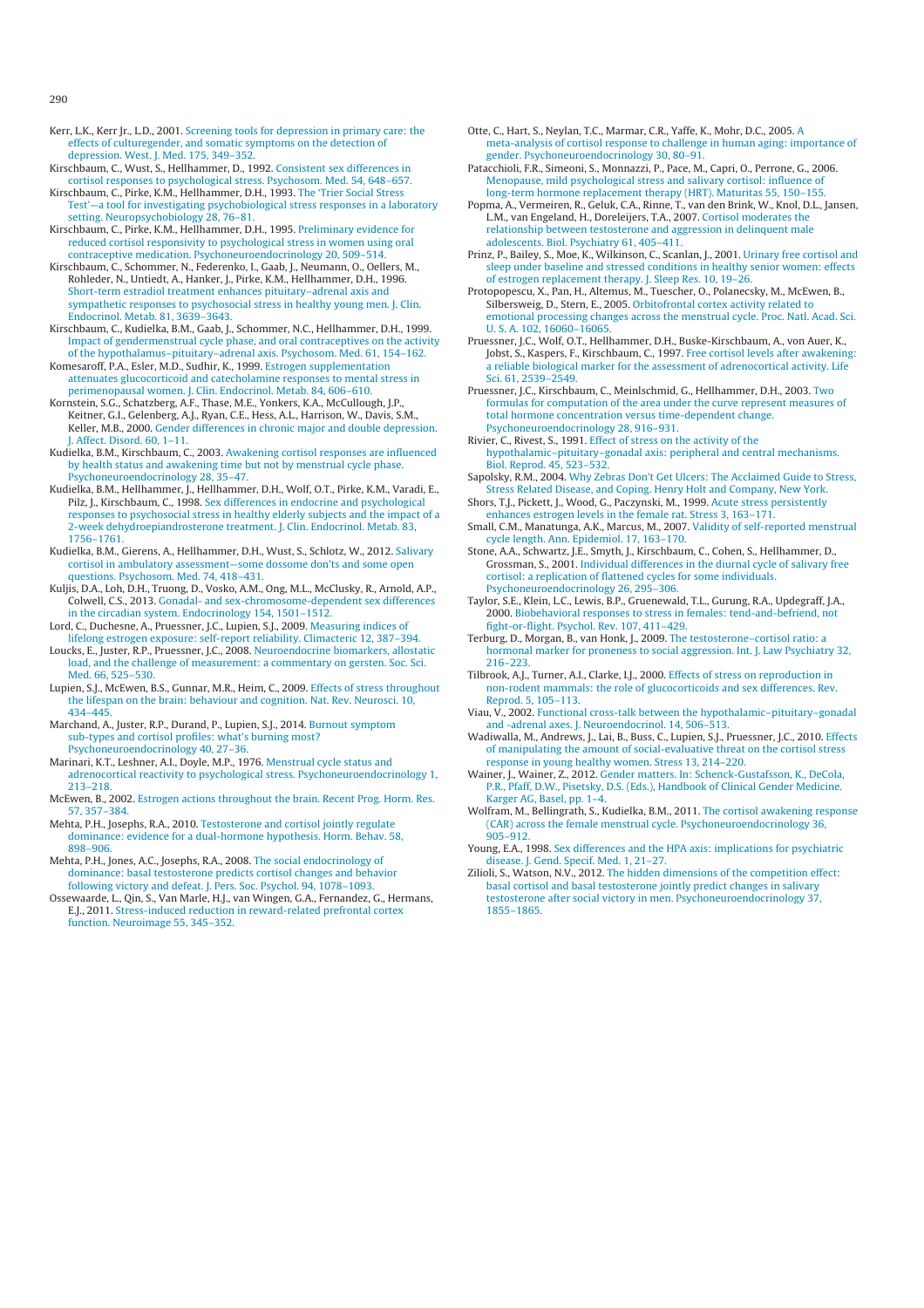Kerr, L.K., Kerr Jr., L.D., 2001. Screening tools for depression in primary care: the effects of culturegender, and somatic symptoms on the detection of depression. West. J. Med. 175, 349–352.

Kirschbaum, C., Wust, S., Hellhammer, D., 1992. Consistent sex differences in cortisol responses to psychological stress. Psychosom. Med. 54, 648–657.

Kirschbaum, C., Pirke, K.M., Hellhammer, D.H., 1993. The 'Trier Social Stress Test'—a tool for investigating psychobiological stress responses in a laboratory setting. Neuropsychobiology 28, 76–81.

Kirschbaum, C., Pirke, K.M., Hellhammer, D.H., 1995. Preliminary evidence for reduced cortisol responsivity to psychological stress in women using oral contraceptive medication. Psychoneuroendocrinology 20, 509–514.

Kirschbaum, C., Schommer, N., Federenko, I., Gaab, J., Neumann, O., Oellers, M., Rohleder, N., Untiedt, A., Hanker, J., Pirke, K.M., Hellhammer, D.H., 1996. Short-term estradiol treatment enhances pituitary–adrenal axis and sympathetic responses to psychosocial stress in healthy young men. J. Clin. Endocrinol. Metab. 81, 3639–3643.

Kirschbaum, C., Kudielka, B.M., Gaab, J., Schommer, N.C., Hellhammer, D.H., 1999. Impact of gendermenstrual cycle phase, and oral contraceptives on the activity of the hypothalamus–pituitary–adrenal axis. Psychosom. Med. 61, 154–162.

Komesaroff, P.A., Esler, M.D., Sudhir, K., 1999. Estrogen supplementation attenuates glucocorticoid and catecholamine responses to mental stress in perimenopausal women. J. Clin. Endocrinol. Metab. 84, 606–610.

Kornstein, S.G., Schatzberg, A.F., Thase, M.E., Yonkers, K.A., McCullough, J.P., Keitner, G.I., Gelenberg, A.J., Ryan, C.E., Hess, A.L., Harrison, W., Davis, S.M., Keller, M.B., 2000. Gender differences in chronic major and double depression. J. Affect. Disord. 60, 1–11.

Kudielka, B.M., Kirschbaum, C., 2003. Awakening cortisol responses are influenced by health status and awakening time but not by menstrual cycle phase. Psychoneuroendocrinology 28, 35–47.

Kudielka, B.M., Hellhammer, J., Hellhammer, D.H., Wolf, O.T., Pirke, K.M., Varadi, E., Pilz, J., Kirschbaum, C., 1998. Sex differences in endocrine and psychological responses to psychosocial stress in healthy elderly subjects and the impact of a 2-week dehydroepiandrosterone treatment. J. Clin. Endocrinol. Metab. 83, 1756–1761.

Kudielka, B.M., Gierens, A., Hellhammer, D.H., Wust, S., Schlotz, W., 2012. Salivary cortisol in ambulatory assessment—some dossome don'ts and some open questions. Psychosom. Med. 74, 418–431.

Kuljis, D.A., Loh, D.H., Truong, D., Vosko, A.M., Ong, M.L., McClusky, R., Arnold, A.P., Colwell, C.S., 2013. Gonadal- and sex-chromosome-dependent sex differences in the circadian system. Endocrinology 154, 1501–1512.

Lord, C., Duchesne, A., Pruessner, J.C., Lupien, S.J., 2009. Measuring indices of lifelong estrogen exposure: self-report reliability. Climacteric 12, 387–394.

Loucks, E., Juster, R.P., Pruessner, J.C., 2008. Neuroendocrine biomarkers, allostatic load, and the challenge of measurement: a commentary on gersten. Soc. Sci. Med. 66, 525–530.

Lupien, S.J., McEwen, B.S., Gunnar, M.R., Heim, C., 2009. Effects of stress throughout the lifespan on the brain: behaviour and cognition. Nat. Rev. Neurosci. 10, 434–445.

Marchand, A., Juster, R.P., Durand, P., Lupien, S.J., 2014. Burnout symptom sub-types and cortisol profiles: what's burning most? Psychoneuroendocrinology 40, 27–36.

Marinari, K.T., Leshner, A.I., Doyle, M.P., 1976. Menstrual cycle status and adrenocortical reactivity to psychological stress. Psychoneuroendocrinology 1, 213–218.

McEwen, B., 2002. Estrogen actions throughout the brain. Recent Prog. Horm. Res. 57, 357–384.

Mehta, P.H., Josephs, R.A., 2010. Testosterone and cortisol jointly regulate dominance: evidence for a dual-hormone hypothesis. Horm. Behav. 58, 898–906.

Mehta, P.H., Jones, A.C., Josephs, R.A., 2008. The social endocrinology of dominance: basal testosterone predicts cortisol changes and behavior following victory and defeat. J. Pers. Soc. Psychol. 94, 1078–1093.

Ossewaarde, L., Qin, S., Van Marle, H.J., van Wingen, G.A., Fernandez, G., Hermans, E.J., 2011. Stress-induced reduction in reward-related prefrontal cortex function. Neuroimage 55, 345–352.

Otte, C., Hart, S., Neylan, T.C., Marmar, C.R., Yaffe, K., Mohr, D.C., 2005. A meta-analysis of cortisol response to challenge in human aging: importance of gender. Psychoneuroendocrinology 30, 80–91.

Patacchioli, F.R., Simeoni, S., Monnazzi, P., Pace, M., Capri, O., Perrone, G., 2006. Menopause, mild psychological stress and salivary cortisol: influence of long-term hormone replacement therapy (HRT). Maturitas 55, 150–155.

Popma, A., Vermeiren, R., Geluk, C.A., Rinne, T., van den Brink, W., Knol, D.L., Jansen, L.M., van Engeland, H., Doreleijers, T.A., 2007. Cortisol moderates the relationship between testosterone and aggression in delinquent male adolescents. Biol. Psychiatry 61, 405–411.

Prinz, P., Bailey, S., Moe, K., Wilkinson, C., Scanlan, J., 2001. Urinary free cortisol and sleep under baseline and stressed conditions in healthy senior women: effects of estrogen replacement therapy. J. Sleep Res. 10, 19–26.

Protopopescu, X., Pan, H., Altemus, M., Tuescher, O., Polanecsky, M., McEwen, B., Silbersweig, D., Stern, E., 2005. Orbitofrontal cortex activity related to emotional processing changes across the menstrual cycle. Proc. Natl. Acad. Sci. U. S. A. 102, 16060–16065.

Pruessner, J.C., Wolf, O.T., Hellhammer, D.H., Buske-Kirschbaum, A., von Auer, K., Jobst, S., Kaspers, F., Kirschbaum, C., 1997. Free cortisol levels after awakening: a reliable biological marker for the assessment of adrenocortical activity. Life Sci. 61, 2539–2549.

Pruessner, J.C., Kirschbaum, C., Meinlschmid, G., Hellhammer, D.H., 2003. Two formulas for computation of the area under the curve represent measures of total hormone concentration versus time-dependent change. Psychoneuroendocrinology 28, 916–931.

Rivier, C., Rivest, S., 1991. Effect of stress on the activity of the hypothalamic–pituitary–gonadal axis: peripheral and central mechanisms. Biol. Reprod. 45, 523–532.

Sapolsky, R.M., 2004. Why Zebras Don't Get Ulcers: The Acclaimed Guide to Stress, Stress Related Disease, and Coping. Henry Holt and Company, New York.

Shors, T.J., Pickett, J., Wood, G., Paczynski, M., 1999. Acute stress persistently enhances estrogen levels in the female rat. Stress 3, 163–171.

Small, C.M., Manatunga, A.K., Marcus, M., 2007. Validity of self-reported menstrual cycle length. Ann. Epidemiol. 17, 163–170.

Stone, A.A., Schwartz, J.E., Smyth, J., Kirschbaum, C., Cohen, S., Hellhammer, D., Grossman, S., 2001. Individual differences in the diurnal cycle of salivary free cortisol: a replication of flattened cycles for some individuals. Psychoneuroendocrinology 26, 295–306.

Taylor, S.E., Klein, L.C., Lewis, B.P., Gruenewald, T.L., Gurung, R.A., Updegraff, J.A., 2000. Biobehavioral responses to stress in females: tend-and-befriend, not fight-or-flight. Psychol. Rev. 107, 411–429.

Terburg, D., Morgan, B., van Honk, J., 2009. The testosterone–cortisol ratio: a hormonal marker for proneness to social aggression. Int. J. Law Psychiatry 32, 216–223.

Tilbrook, A.J., Turner, A.I., Clarke, I.J., 2000. Effects of stress on reproduction in non-rodent mammals: the role of glucocorticoids and sex differences. Rev. Reprod. 5, 105–113.

Viau, V., 2002. Functional cross-talk between the hypothalamic–pituitary–gonadal and -adrenal axes. J. Neuroendocrinol. 14, 506–513.

Wadiwalla, M., Andrews, J., Lai, B., Buss, C., Lupien, S.J., Pruessner, J.C., 2010. Effects of manipulating the amount of social-evaluative threat on the cortisol stress response in young healthy women. Stress 13, 214–220.

Wainer, J., Wainer, Z., 2012. Gender matters. In: Schenck-Gustafsson, K., DeCola, P.R., Pfaff, D.W., Pisetsky, D.S. (Eds.), Handbook of Clinical Gender Medicine. Karger AG, Basel, pp. 1–4.

Wolfram, M., Bellingrath, S., Kudielka, B.M., 2011. The cortisol awakening response (CAR) across the female menstrual cycle. Psychoneuroendocrinology 36, 905–912.

Young, E.A., 1998. Sex differences and the HPA axis: implications for psychiatric disease. J. Gend. Specif. Med. 1, 21–27.

Zilioli, S., Watson, N.V., 2012. The hidden dimensions of the competition effect: basal cortisol and basal testosterone jointly predict changes in salivary testosterone after social victory in men. Psychoneuroendocrinology 37, 1855–1865.